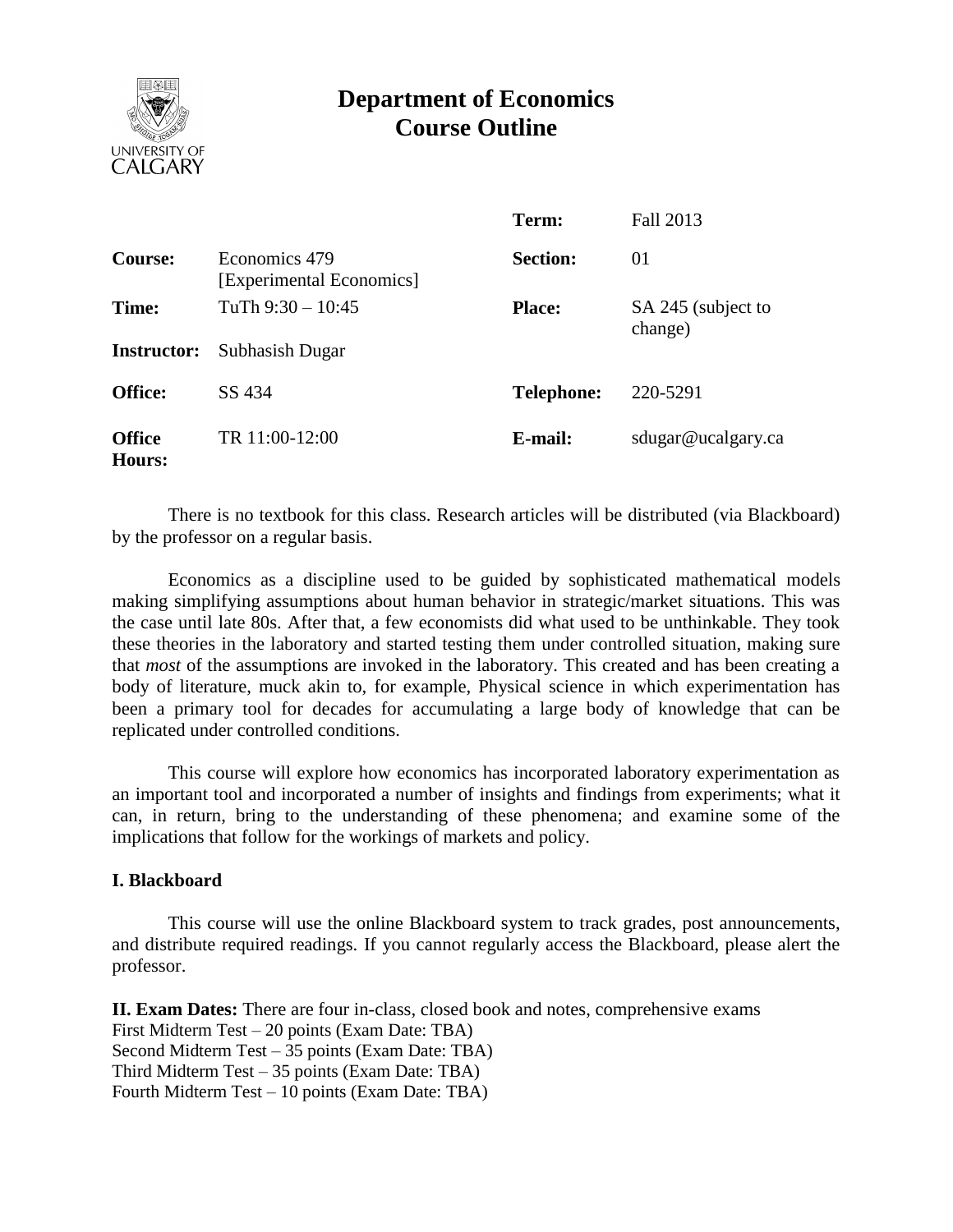# Department of Economics Course Outline

| | | | |
|---|---|---|---|
| | | **Term:** | Fall 2013 |
| **Course:** | Economics 479 [Experimental Economics] | **Section:** | 01 |
| **Time:** | TuTh 9:30 – 10:45 | **Place:** | SA 245 (subject to change) |
| **Instructor:** | Subhasish Dugar | | |
| **Office:** | SS 434 | **Telephone:** | 220-5291 |
| **Office Hours:** | TR 11:00-12:00 | **E-mail:** | sdugar@ucalgary.ca |

There is no textbook for this class. Research articles will be distributed (via Blackboard) by the professor on a regular basis.

Economics as a discipline used to be guided by sophisticated mathematical models making simplifying assumptions about human behavior in strategic/market situations. This was the case until late 80s. After that, a few economists did what used to be unthinkable. They took these theories in the laboratory and started testing them under controlled situation, making sure that *most* of the assumptions are invoked in the laboratory. This created and has been creating a body of literature, muck akin to, for example, Physical science in which experimentation has been a primary tool for decades for accumulating a large body of knowledge that can be replicated under controlled conditions.

This course will explore how economics has incorporated laboratory experimentation as an important tool and incorporated a number of insights and findings from experiments; what it can, in return, bring to the understanding of these phenomena; and examine some of the implications that follow for the workings of markets and policy.

### I. Blackboard

This course will use the online Blackboard system to track grades, post announcements, and distribute required readings. If you cannot regularly access the Blackboard, please alert the professor.

**II. Exam Dates:** There are four in-class, closed book and notes, comprehensive exams

First Midterm Test – 20 points (Exam Date: TBA)
Second Midterm Test – 35 points (Exam Date: TBA)
Third Midterm Test – 35 points (Exam Date: TBA)
Fourth Midterm Test – 10 points (Exam Date: TBA)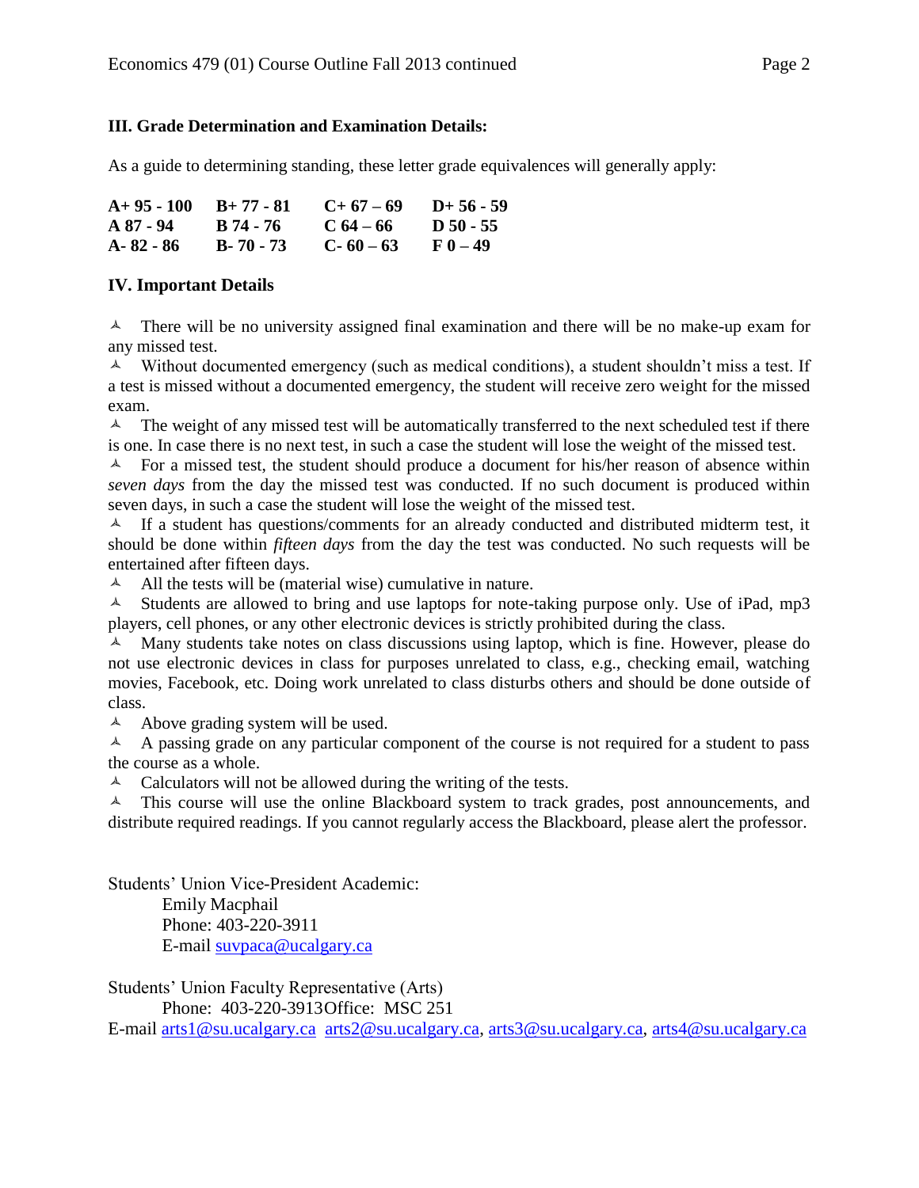### III. Grade Determination and Examination Details:

As a guide to determining standing, these letter grade equivalences will generally apply:

| | | | |
|---|---|---|---|
| **A+ 95 - 100** | **B+ 77 - 81** | **C+ 67 – 69** | **D+ 56 - 59** |
| **A 87 - 94** | **B 74 - 76** | **C 64 – 66** | **D 50 - 55** |
| **A- 82 - 86** | **B- 70 - 73** | **C- 60 – 63** | **F 0 – 49** |

### IV. Important Details

- There will be no university assigned final examination and there will be no make-up exam for any missed test.
- Without documented emergency (such as medical conditions), a student shouldn't miss a test. If a test is missed without a documented emergency, the student will receive zero weight for the missed exam.
- The weight of any missed test will be automatically transferred to the next scheduled test if there is one. In case there is no next test, in such a case the student will lose the weight of the missed test.
- For a missed test, the student should produce a document for his/her reason of absence within *seven days* from the day the missed test was conducted. If no such document is produced within seven days, in such a case the student will lose the weight of the missed test.
- If a student has questions/comments for an already conducted and distributed midterm test, it should be done within *fifteen days* from the day the test was conducted. No such requests will be entertained after fifteen days.
- All the tests will be (material wise) cumulative in nature.
- Students are allowed to bring and use laptops for note-taking purpose only. Use of iPad, mp3 players, cell phones, or any other electronic devices is strictly prohibited during the class.
- Many students take notes on class discussions using laptop, which is fine. However, please do not use electronic devices in class for purposes unrelated to class, e.g., checking email, watching movies, Facebook, etc. Doing work unrelated to class disturbs others and should be done outside of class.
- Above grading system will be used.
- A passing grade on any particular component of the course is not required for a student to pass the course as a whole.
- Calculators will not be allowed during the writing of the tests.
- This course will use the online Blackboard system to track grades, post announcements, and distribute required readings. If you cannot regularly access the Blackboard, please alert the professor.

Students' Union Vice-President Academic:
Emily Macphail
Phone: 403-220-3911
E-mail suvpaca@ucalgary.ca

Students' Union Faculty Representative (Arts)
Phone: 403-220-3913Office: MSC 251
E-mail arts1@su.ucalgary.ca arts2@su.ucalgary.ca, arts3@su.ucalgary.ca, arts4@su.ucalgary.ca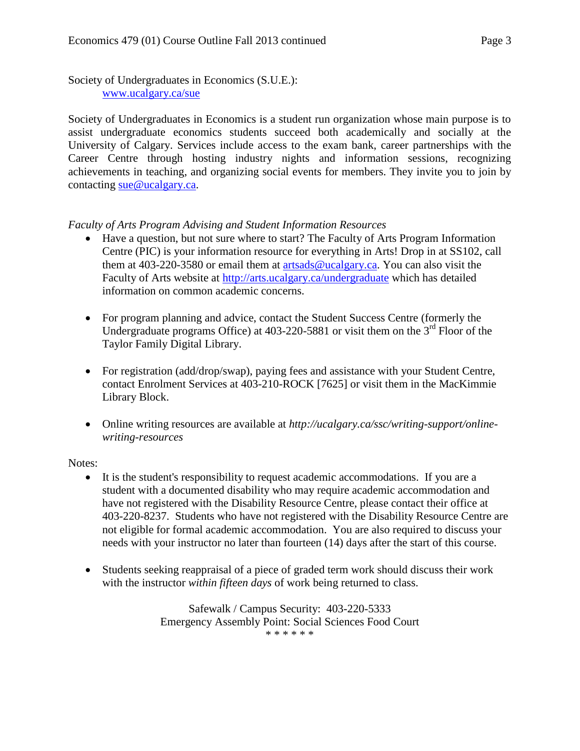Society of Undergraduates in Economics (S.U.E.):
www.ucalgary.ca/sue

Society of Undergraduates in Economics is a student run organization whose main purpose is to assist undergraduate economics students succeed both academically and socially at the University of Calgary. Services include access to the exam bank, career partnerships with the Career Centre through hosting industry nights and information sessions, recognizing achievements in teaching, and organizing social events for members. They invite you to join by contacting sue@ucalgary.ca.

*Faculty of Arts Program Advising and Student Information Resources*

- Have a question, but not sure where to start? The Faculty of Arts Program Information Centre (PIC) is your information resource for everything in Arts! Drop in at SS102, call them at 403-220-3580 or email them at artsads@ucalgary.ca. You can also visit the Faculty of Arts website at http://arts.ucalgary.ca/undergraduate which has detailed information on common academic concerns.

- For program planning and advice, contact the Student Success Centre (formerly the Undergraduate programs Office) at 403-220-5881 or visit them on the 3rd Floor of the Taylor Family Digital Library.

- For registration (add/drop/swap), paying fees and assistance with your Student Centre, contact Enrolment Services at 403-210-ROCK [7625] or visit them in the MacKimmie Library Block.

- Online writing resources are available at *http://ucalgary.ca/ssc/writing-support/online-writing-resources*

Notes:

- It is the student's responsibility to request academic accommodations. If you are a student with a documented disability who may require academic accommodation and have not registered with the Disability Resource Centre, please contact their office at 403-220-8237. Students who have not registered with the Disability Resource Centre are not eligible for formal academic accommodation. You are also required to discuss your needs with your instructor no later than fourteen (14) days after the start of this course.

- Students seeking reappraisal of a piece of graded term work should discuss their work with the instructor *within fifteen days* of work being returned to class.

Safewalk / Campus Security: 403-220-5333
Emergency Assembly Point: Social Sciences Food Court
* * * * * *